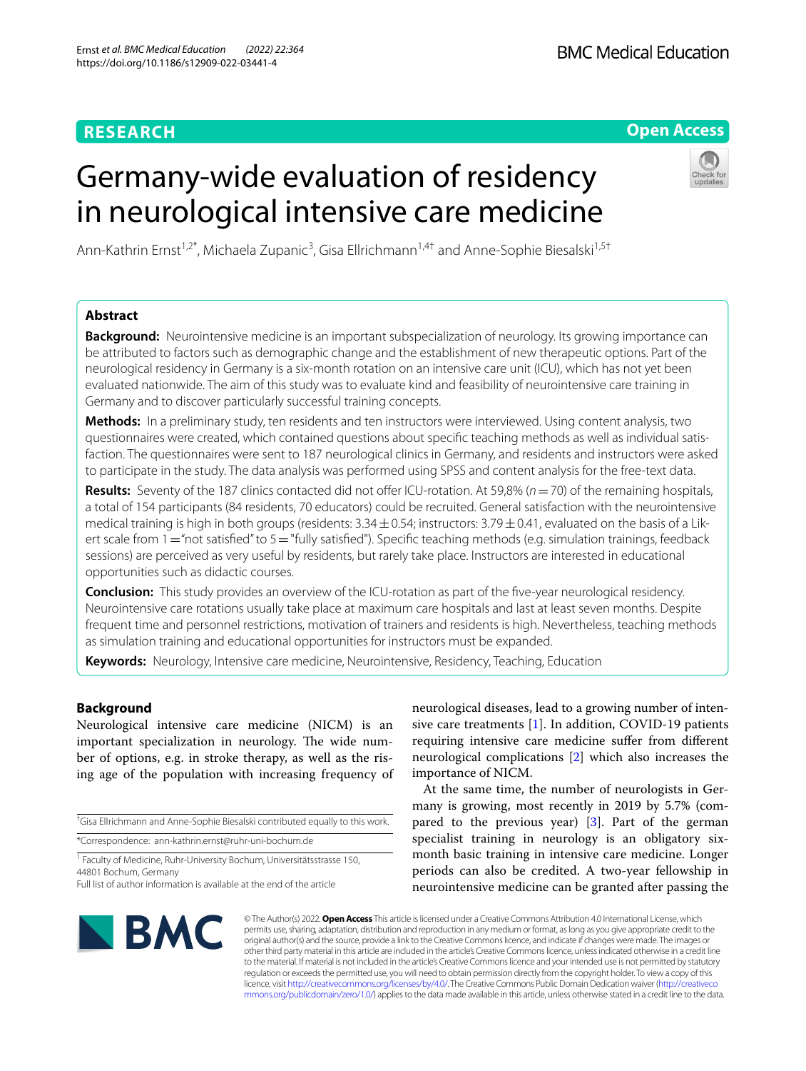RESEARCH

Open Access

# Germany-wide evaluation of residency in neurological intensive care medicine

Ann-Kathrin Ernst[1,2*], Michaela Zupanic[3], Gisa Ellrichmann[1,4†] and Anne-Sophie Biesalski[1,5†]

## Abstract

**Background:** Neurointensive medicine is an important subspecialization of neurology. Its growing importance can be attributed to factors such as demographic change and the establishment of new therapeutic options. Part of the neurological residency in Germany is a six-month rotation on an intensive care unit (ICU), which has not yet been evaluated nationwide. The aim of this study was to evaluate kind and feasibility of neurointensive care training in Germany and to discover particularly successful training concepts.

**Methods:** In a preliminary study, ten residents and ten instructors were interviewed. Using content analysis, two questionnaires were created, which contained questions about specific teaching methods as well as individual satisfaction. The questionnaires were sent to 187 neurological clinics in Germany, and residents and instructors were asked to participate in the study. The data analysis was performed using SPSS and content analysis for the free-text data.

**Results:** Seventy of the 187 clinics contacted did not offer ICU-rotation. At 59,8% ($n = 70$) of the remaining hospitals, a total of 154 participants (84 residents, 70 educators) could be recruited. General satisfaction with the neurointensive medical training is high in both groups (residents: $3.34 \pm 0.54$; instructors: $3.79 \pm 0.41$, evaluated on the basis of a Likert scale from 1 = "not satisfied" to 5 = "fully satisfied"). Specific teaching methods (e.g. simulation trainings, feedback sessions) are perceived as very useful by residents, but rarely take place. Instructors are interested in educational opportunities such as didactic courses.

**Conclusion:** This study provides an overview of the ICU-rotation as part of the five-year neurological residency. Neurointensive care rotations usually take place at maximum care hospitals and last at least seven months. Despite frequent time and personnel restrictions, motivation of trainers and residents is high. Nevertheless, teaching methods as simulation training and educational opportunities for instructors must be expanded.

**Keywords:** Neurology, Intensive care medicine, Neurointensive, Residency, Teaching, Education

## Background

Neurological intensive care medicine (NICM) is an important specialization in neurology. The wide number of options, e.g. in stroke therapy, as well as the rising age of the population with increasing frequency of neurological diseases, lead to a growing number of intensive care treatments [1]. In addition, COVID-19 patients requiring intensive care medicine suffer from different neurological complications [2] which also increases the importance of NICM.

At the same time, the number of neurologists in Germany is growing, most recently in 2019 by 5.7% (compared to the previous year) [3]. Part of the german specialist training in neurology is an obligatory six-month basic training in intensive care medicine. Longer periods can also be credited. A two-year fellowship in neurointensive medicine can be granted after passing the

†Gisa Ellrichmann and Anne-Sophie Biesalski contributed equally to this work.

*Correspondence: ann-kathrin.ernst@ruhr-uni-bochum.de

[1] Faculty of Medicine, Ruhr-University Bochum, Universitätsstrasse 150, 44801 Bochum, Germany

Full list of author information is available at the end of the article

© The Author(s) 2022. **Open Access** This article is licensed under a Creative Commons Attribution 4.0 International License, which permits use, sharing, adaptation, distribution and reproduction in any medium or format, as long as you give appropriate credit to the original author(s) and the source, provide a link to the Creative Commons licence, and indicate if changes were made. The images or other third party material in this article are included in the article's Creative Commons licence, unless indicated otherwise in a credit line to the material. If material is not included in the article's Creative Commons licence and your intended use is not permitted by statutory regulation or exceeds the permitted use, you will need to obtain permission directly from the copyright holder. To view a copy of this licence, visit http://creativecommons.org/licenses/by/4.0/. The Creative Commons Public Domain Dedication waiver (http://creativecommons.org/publicdomain/zero/1.0/) applies to the data made available in this article, unless otherwise stated in a credit line to the data.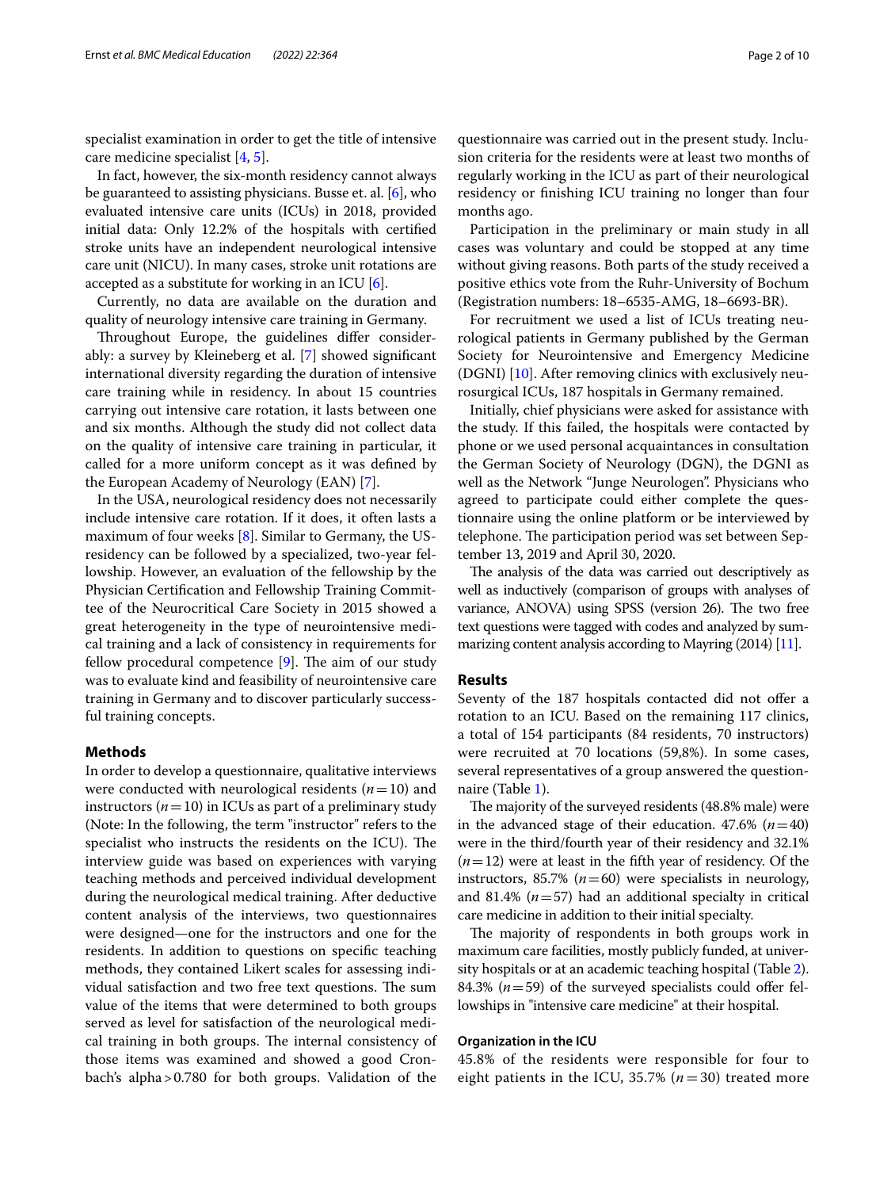specialist examination in order to get the title of intensive care medicine specialist [4, 5].

In fact, however, the six-month residency cannot always be guaranteed to assisting physicians. Busse et. al. [6], who evaluated intensive care units (ICUs) in 2018, provided initial data: Only 12.2% of the hospitals with certified stroke units have an independent neurological intensive care unit (NICU). In many cases, stroke unit rotations are accepted as a substitute for working in an ICU [6].

Currently, no data are available on the duration and quality of neurology intensive care training in Germany.

Throughout Europe, the guidelines differ considerably: a survey by Kleineberg et al. [7] showed significant international diversity regarding the duration of intensive care training while in residency. In about 15 countries carrying out intensive care rotation, it lasts between one and six months. Although the study did not collect data on the quality of intensive care training in particular, it called for a more uniform concept as it was defined by the European Academy of Neurology (EAN) [7].

In the USA, neurological residency does not necessarily include intensive care rotation. If it does, it often lasts a maximum of four weeks [8]. Similar to Germany, the US-residency can be followed by a specialized, two-year fellowship. However, an evaluation of the fellowship by the Physician Certification and Fellowship Training Committee of the Neurocritical Care Society in 2015 showed a great heterogeneity in the type of neurointensive medical training and a lack of consistency in requirements for fellow procedural competence [9]. The aim of our study was to evaluate kind and feasibility of neurointensive care training in Germany and to discover particularly successful training concepts.

## Methods

In order to develop a questionnaire, qualitative interviews were conducted with neurological residents ($n=10$) and instructors ($n=10$) in ICUs as part of a preliminary study (Note: In the following, the term "instructor" refers to the specialist who instructs the residents on the ICU). The interview guide was based on experiences with varying teaching methods and perceived individual development during the neurological medical training. After deductive content analysis of the interviews, two questionnaires were designed—one for the instructors and one for the residents. In addition to questions on specific teaching methods, they contained Likert scales for assessing individual satisfaction and two free text questions. The sum value of the items that were determined to both groups served as level for satisfaction of the neurological medical training in both groups. The internal consistency of those items was examined and showed a good Cronbach's alpha > 0.780 for both groups. Validation of the questionnaire was carried out in the present study. Inclusion criteria for the residents were at least two months of regularly working in the ICU as part of their neurological residency or finishing ICU training no longer than four months ago.

Participation in the preliminary or main study in all cases was voluntary and could be stopped at any time without giving reasons. Both parts of the study received a positive ethics vote from the Ruhr-University of Bochum (Registration numbers: 18–6535-AMG, 18–6693-BR).

For recruitment we used a list of ICUs treating neurological patients in Germany published by the German Society for Neurointensive and Emergency Medicine (DGNI) [10]. After removing clinics with exclusively neurosurgical ICUs, 187 hospitals in Germany remained.

Initially, chief physicians were asked for assistance with the study. If this failed, the hospitals were contacted by phone or we used personal acquaintances in consultation the German Society of Neurology (DGN), the DGNI as well as the Network "Junge Neurologen". Physicians who agreed to participate could either complete the questionnaire using the online platform or be interviewed by telephone. The participation period was set between September 13, 2019 and April 30, 2020.

The analysis of the data was carried out descriptively as well as inductively (comparison of groups with analyses of variance, ANOVA) using SPSS (version 26). The two free text questions were tagged with codes and analyzed by summarizing content analysis according to Mayring (2014) [11].

## Results

Seventy of the 187 hospitals contacted did not offer a rotation to an ICU. Based on the remaining 117 clinics, a total of 154 participants (84 residents, 70 instructors) were recruited at 70 locations (59,8%). In some cases, several representatives of a group answered the questionnaire (Table 1).

The majority of the surveyed residents (48.8% male) were in the advanced stage of their education. 47.6% ($n=40$) were in the third/fourth year of their residency and 32.1% ($n=12$) were at least in the fifth year of residency. Of the instructors, 85.7% ($n=60$) were specialists in neurology, and 81.4% ($n=57$) had an additional specialty in critical care medicine in addition to their initial specialty.

The majority of respondents in both groups work in maximum care facilities, mostly publicly funded, at university hospitals or at an academic teaching hospital (Table 2). 84.3% ($n=59$) of the surveyed specialists could offer fellowships in "intensive care medicine" at their hospital.

### Organization in the ICU

45.8% of the residents were responsible for four to eight patients in the ICU, 35.7% ($n=30$) treated more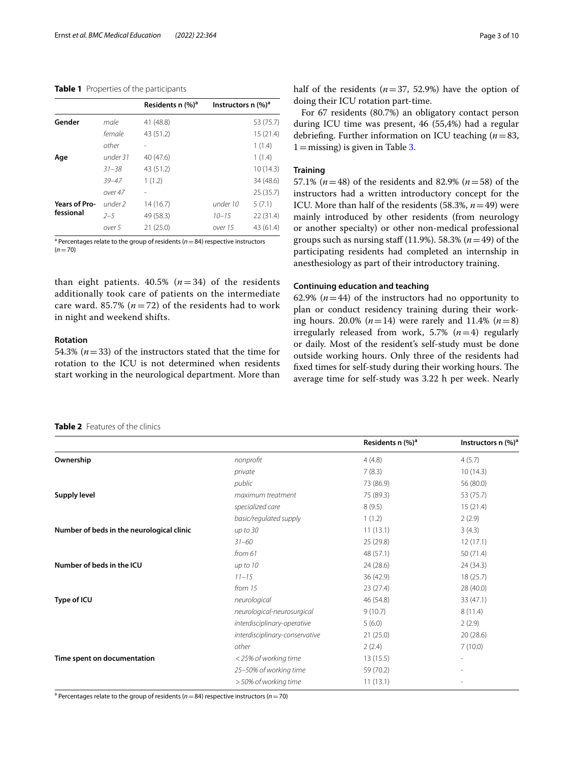**Table 1** Properties of the participants

| | | Residents n (%)[a] | | Instructors n (%)[a] |
|---|---|---|---|---|
| **Gender** | *male* | 41 (48.8) | | 53 (75.7) |
| | *female* | 43 (51.2) | | 15 (21.4) |
| | *other* | - | | 1 (1.4) |
| **Age** | *under 31* | 40 (47.6) | | 1 (1.4) |
| | *31–38* | 43 (51.2) | | 10 (14.3) |
| | *39–47* | 1 (1.2) | | 34 (48.6) |
| | *over 47* | - | | 25 (35.7) |
| **Years of Professional** | *under 2* | 14 (16.7) | *under 10* | 5 (7.1) |
| | *2–5* | 49 (58.3) | *10–15* | 22 (31.4) |
| | *over 5* | 21 (25.0) | *over 15* | 43 (61.4) |

[a] Percentages relate to the group of residents ($n=84$) respective instructors ($n=70$)

than eight patients. 40.5% ($n=34$) of the residents additionally took care of patients on the intermediate care ward. 85.7% ($n=72$) of the residents had to work in night and weekend shifts.

### Rotation

54.3% ($n=33$) of the instructors stated that the time for rotation to the ICU is not determined when residents start working in the neurological department. More than half of the residents ($n=37$, 52.9%) have the option of doing their ICU rotation part-time.

For 67 residents (80.7%) an obligatory contact person during ICU time was present, 46 (55,4%) had a regular debriefing. Further information on ICU teaching ($n=83$, $1=$missing) is given in Table 3.

### Training

57.1% ($n=48$) of the residents and 82.9% ($n=58$) of the instructors had a written introductory concept for the ICU. More than half of the residents (58.3%, $n=49$) were mainly introduced by other residents (from neurology or another specialty) or other non-medical professional groups such as nursing staff (11.9%). 58.3% ($n=49$) of the participating residents had completed an internship in anesthesiology as part of their introductory training.

### Continuing education and teaching

62.9% ($n=44$) of the instructors had no opportunity to plan or conduct residency training during their working hours. 20.0% ($n=14$) were rarely and 11.4% ($n=8$) irregularly released from work, 5.7% ($n=4$) regularly or daily. Most of the resident's self-study must be done outside working hours. Only three of the residents had fixed times for self-study during their working hours. The average time for self-study was 3.22 h per week. Nearly

**Table 2** Features of the clinics

| | | Residents n (%)[a] | Instructors n (%)[a] |
|---|---|---|---|
| **Ownership** | *nonprofit* | 4 (4.8) | 4 (5.7) |
| | *private* | 7 (8.3) | 10 (14.3) |
| | *public* | 73 (86.9) | 56 (80.0) |
| **Supply level** | *maximum treatment* | 75 (89.3) | 53 (75.7) |
| | *specialized care* | 8 (9.5) | 15 (21.4) |
| | *basic/regulated supply* | 1 (1.2) | 2 (2.9) |
| **Number of beds in the neurological clinic** | *up to 30* | 11 (13.1) | 3 (4.3) |
| | *31–60* | 25 (29.8) | 12 (17.1) |
| | *from 61* | 48 (57.1) | 50 (71.4) |
| **Number of beds in the ICU** | *up to 10* | 24 (28.6) | 24 (34.3) |
| | *11–15* | 36 (42.9) | 18 (25.7) |
| | *from 15* | 23 (27.4) | 28 (40.0) |
| **Type of ICU** | *neurological* | 46 (54.8) | 33 (47.1) |
| | *neurological-neurosurgical* | 9 (10.7) | 8 (11.4) |
| | *interdisciplinary-operative* | 5 (6.0) | 2 (2.9) |
| | *interdisciplinary-conservative* | 21 (25.0) | 20 (28.6) |
| | *other* | 2 (2.4) | 7 (10.0) |
| **Time spent on documentation** | *< 25% of working time* | 13 (15.5) | - |
| | *25–50% of working time* | 59 (70.2) | - |
| | *> 50% of working time* | 11 (13.1) | - |

[a] Percentages relate to the group of residents ($n=84$) respective instructors ($n=70$)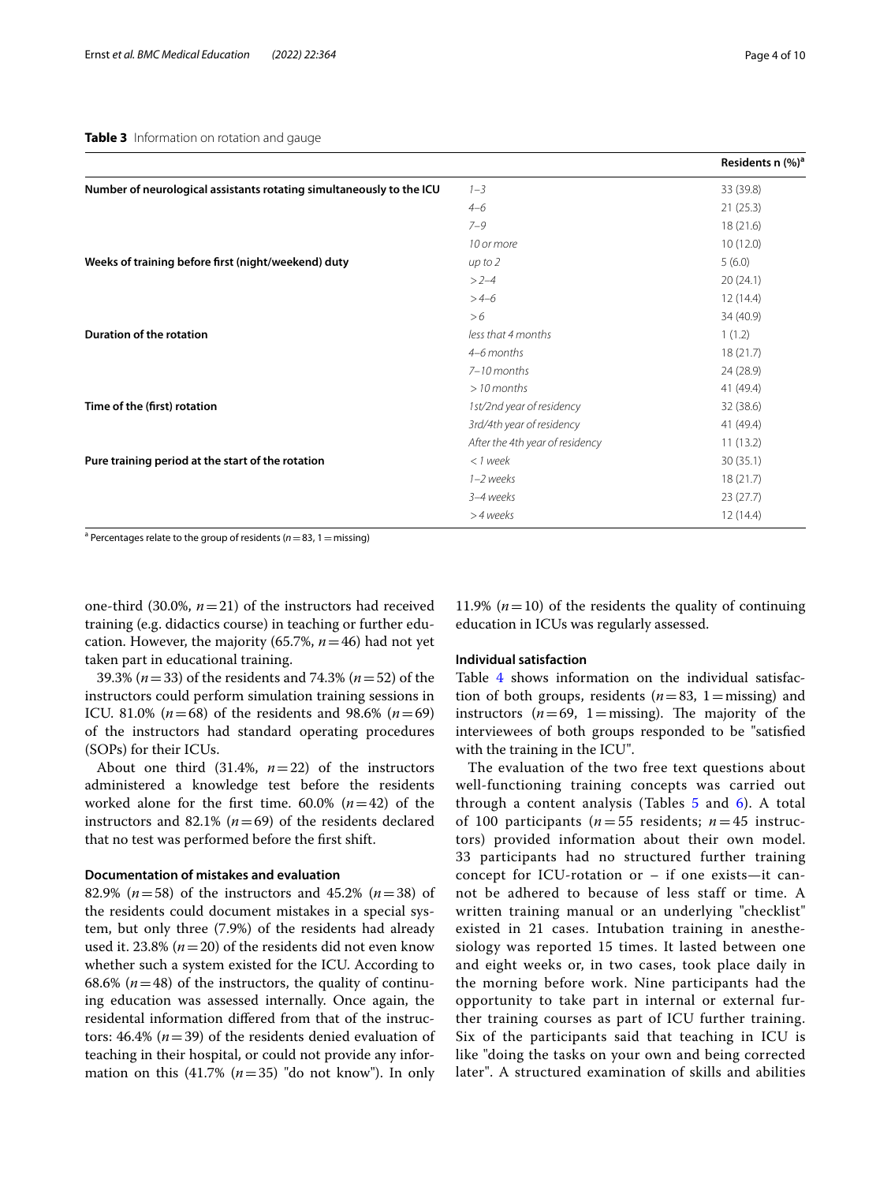**Table 3** Information on rotation and gauge

| | | Residents n (%)[a] |
|---|---|---|
| **Number of neurological assistants rotating simultaneously to the ICU** | *1–3* | 33 (39.8) |
| | *4–6* | 21 (25.3) |
| | *7–9* | 18 (21.6) |
| | *10 or more* | 10 (12.0) |
| **Weeks of training before first (night/weekend) duty** | *up to 2* | 5 (6.0) |
| | *> 2–4* | 20 (24.1) |
| | *> 4–6* | 12 (14.4) |
| | *> 6* | 34 (40.9) |
| **Duration of the rotation** | *less that 4 months* | 1 (1.2) |
| | *4–6 months* | 18 (21.7) |
| | *7–10 months* | 24 (28.9) |
| | *> 10 months* | 41 (49.4) |
| **Time of the (first) rotation** | *1st/2nd year of residency* | 32 (38.6) |
| | *3rd/4th year of residency* | 41 (49.4) |
| | *After the 4th year of residency* | 11 (13.2) |
| **Pure training period at the start of the rotation** | *< 1 week* | 30 (35.1) |
| | *1–2 weeks* | 18 (21.7) |
| | *3–4 weeks* | 23 (27.7) |
| | *> 4 weeks* | 12 (14.4) |

[a] Percentages relate to the group of residents ($n = 83$, 1 = missing)

one-third (30.0%, $n = 21$) of the instructors had received training (e.g. didactics course) in teaching or further education. However, the majority (65.7%, $n = 46$) had not yet taken part in educational training.

39.3% ($n = 33$) of the residents and 74.3% ($n = 52$) of the instructors could perform simulation training sessions in ICU. 81.0% ($n = 68$) of the residents and 98.6% ($n = 69$) of the instructors had standard operating procedures (SOPs) for their ICUs.

About one third (31.4%, $n = 22$) of the instructors administered a knowledge test before the residents worked alone for the first time. 60.0% ($n = 42$) of the instructors and 82.1% ($n = 69$) of the residents declared that no test was performed before the first shift.

### Documentation of mistakes and evaluation

82.9% ($n = 58$) of the instructors and 45.2% ($n = 38$) of the residents could document mistakes in a special system, but only three (7.9%) of the residents had already used it. 23.8% ($n = 20$) of the residents did not even know whether such a system existed for the ICU. According to 68.6% ($n = 48$) of the instructors, the quality of continuing education was assessed internally. Once again, the residental information differed from that of the instructors: 46.4% ($n = 39$) of the residents denied evaluation of teaching in their hospital, or could not provide any information on this (41.7% ($n = 35$) "do not know"). In only 11.9% ($n = 10$) of the residents the quality of continuing education in ICUs was regularly assessed.

### Individual satisfaction

Table 4 shows information on the individual satisfaction of both groups, residents ($n = 83$, 1 = missing) and instructors ($n = 69$, 1 = missing). The majority of the interviewees of both groups responded to be "satisfied with the training in the ICU".

The evaluation of the two free text questions about well-functioning training concepts was carried out through a content analysis (Tables 5 and 6). A total of 100 participants ($n = 55$ residents; $n = 45$ instructors) provided information about their own model. 33 participants had no structured further training concept for ICU-rotation or – if one exists—it cannot be adhered to because of less staff or time. A written training manual or an underlying "checklist" existed in 21 cases. Intubation training in anesthesiology was reported 15 times. It lasted between one and eight weeks or, in two cases, took place daily in the morning before work. Nine participants had the opportunity to take part in internal or external further training courses as part of ICU further training. Six of the participants said that teaching in ICU is like "doing the tasks on your own and being corrected later". A structured examination of skills and abilities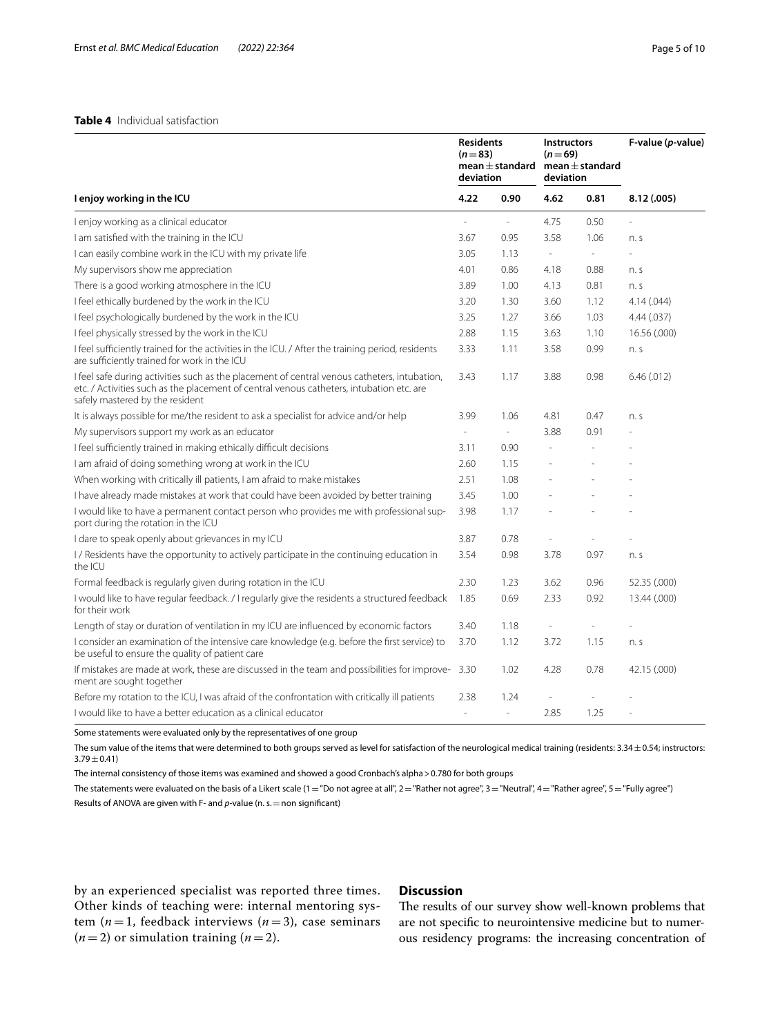**Table 4** Individual satisfaction

| | Residents ($n=83$) mean ± standard deviation | | Instructors ($n=69$) mean ± standard deviation | | F-value (*p*-value) |
|---|---|---|---|---|---|
| **I enjoy working in the ICU** | **4.22** | **0.90** | **4.62** | **0.81** | **8.12 (.005)** |
| I enjoy working as a clinical educator | - | - | 4.75 | 0.50 | - |
| I am satisfied with the training in the ICU | 3.67 | 0.95 | 3.58 | 1.06 | n. s |
| I can easily combine work in the ICU with my private life | 3.05 | 1.13 | - | - | - |
| My supervisors show me appreciation | 4.01 | 0.86 | 4.18 | 0.88 | n. s |
| There is a good working atmosphere in the ICU | 3.89 | 1.00 | 4.13 | 0.81 | n. s |
| I feel ethically burdened by the work in the ICU | 3.20 | 1.30 | 3.60 | 1.12 | 4.14 (.044) |
| I feel psychologically burdened by the work in the ICU | 3.25 | 1.27 | 3.66 | 1.03 | 4.44 (.037) |
| I feel physically stressed by the work in the ICU | 2.88 | 1.15 | 3.63 | 1.10 | 16.56 (.000) |
| I feel sufficiently trained for the activities in the ICU. / After the training period, residents are sufficiently trained for work in the ICU | 3.33 | 1.11 | 3.58 | 0.99 | n. s |
| I feel safe during activities such as the placement of central venous catheters, intubation, etc. / Activities such as the placement of central venous catheters, intubation etc. are safely mastered by the resident | 3.43 | 1.17 | 3.88 | 0.98 | 6.46 (.012) |
| It is always possible for me/the resident to ask a specialist for advice and/or help | 3.99 | 1.06 | 4.81 | 0.47 | n. s |
| My supervisors support my work as an educator | - | - | 3.88 | 0.91 | - |
| I feel sufficiently trained in making ethically difficult decisions | 3.11 | 0.90 | - | - | - |
| I am afraid of doing something wrong at work in the ICU | 2.60 | 1.15 | - | - | - |
| When working with critically ill patients, I am afraid to make mistakes | 2.51 | 1.08 | - | - | - |
| I have already made mistakes at work that could have been avoided by better training | 3.45 | 1.00 | - | - | - |
| I would like to have a permanent contact person who provides me with professional support during the rotation in the ICU | 3.98 | 1.17 | - | - | - |
| I dare to speak openly about grievances in my ICU | 3.87 | 0.78 | - | - | - |
| I / Residents have the opportunity to actively participate in the continuing education in the ICU | 3.54 | 0.98 | 3.78 | 0.97 | n. s |
| Formal feedback is regularly given during rotation in the ICU | 2.30 | 1.23 | 3.62 | 0.96 | 52.35 (.000) |
| I would like to have regular feedback. / I regularly give the residents a structured feedback for their work | 1.85 | 0.69 | 2.33 | 0.92 | 13.44 (.000) |
| Length of stay or duration of ventilation in my ICU are influenced by economic factors | 3.40 | 1.18 | - | - | - |
| I consider an examination of the intensive care knowledge (e.g. before the first service) to be useful to ensure the quality of patient care | 3.70 | 1.12 | 3.72 | 1.15 | n. s |
| If mistakes are made at work, these are discussed in the team and possibilities for improvement are sought together | 3.30 | 1.02 | 4.28 | 0.78 | 42.15 (.000) |
| Before my rotation to the ICU, I was afraid of the confrontation with critically ill patients | 2.38 | 1.24 | - | - | - |
| I would like to have a better education as a clinical educator | - | - | 2.85 | 1.25 | - |

Some statements were evaluated only by the representatives of one group

The sum value of the items that were determined to both groups served as level for satisfaction of the neurological medical training (residents: 3.34 ± 0.54; instructors: 3.79 ± 0.41)

The internal consistency of those items was examined and showed a good Cronbach's alpha > 0.780 for both groups

The statements were evaluated on the basis of a Likert scale (1 = "Do not agree at all", 2 = "Rather not agree", 3 = "Neutral", 4 = "Rather agree", 5 = "Fully agree")

Results of ANOVA are given with F- and *p*-value (n. s. = non significant)

by an experienced specialist was reported three times. Other kinds of teaching were: internal mentoring system ($n=1$, feedback interviews ($n=3$), case seminars ($n=2$) or simulation training ($n=2$).

## Discussion

The results of our survey show well-known problems that are not specific to neurointensive medicine but to numerous residency programs: the increasing concentration of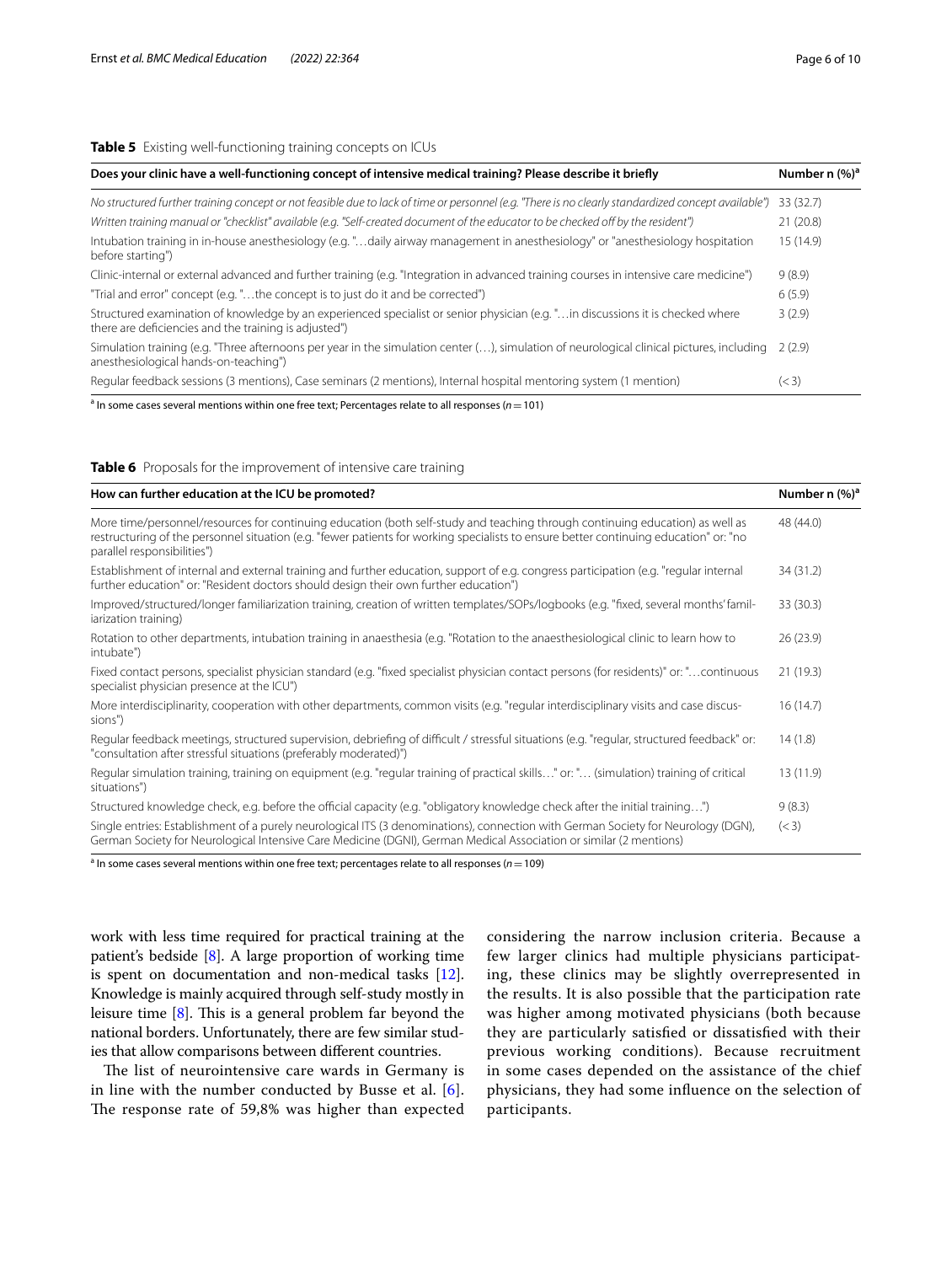**Table 5** Existing well-functioning training concepts on ICUs

| Does your clinic have a well-functioning concept of intensive medical training? Please describe it briefly | Number n (%)[a] |
|---|---|
| *No structured further training concept or not feasible due to lack of time or personnel (e.g. "There is no clearly standardized concept available")* | 33 (32.7) |
| *Written training manual or "checklist" available (e.g. "Self-created document of the educator to be checked off by the resident")* | 21 (20.8) |
| Intubation training in in-house anesthesiology (e.g. "…daily airway management in anesthesiology" or "anesthesiology hospitation before starting") | 15 (14.9) |
| Clinic-internal or external advanced and further training (e.g. "Integration in advanced training courses in intensive care medicine") | 9 (8.9) |
| "Trial and error" concept (e.g. "…the concept is to just do it and be corrected") | 6 (5.9) |
| Structured examination of knowledge by an experienced specialist or senior physician (e.g. "…in discussions it is checked where there are deficiencies and the training is adjusted") | 3 (2.9) |
| Simulation training (e.g. "Three afternoons per year in the simulation center (…), simulation of neurological clinical pictures, including anesthesiological hands-on-teaching") | 2 (2.9) |
| Regular feedback sessions (3 mentions), Case seminars (2 mentions), Internal hospital mentoring system (1 mention) | (<3) |

[a] In some cases several mentions within one free text; Percentages relate to all responses ($n = 101$)

**Table 6** Proposals for the improvement of intensive care training

| How can further education at the ICU be promoted? | Number n (%)[a] |
|---|---|
| More time/personnel/resources for continuing education (both self-study and teaching through continuing education) as well as restructuring of the personnel situation (e.g. "fewer patients for working specialists to ensure better continuing education" or: "no parallel responsibilities") | 48 (44.0) |
| Establishment of internal and external training and further education, support of e.g. congress participation (e.g. "regular internal further education" or: "Resident doctors should design their own further education") | 34 (31.2) |
| Improved/structured/longer familiarization training, creation of written templates/SOPs/logbooks (e.g. "fixed, several months' familiarization training) | 33 (30.3) |
| Rotation to other departments, intubation training in anaesthesia (e.g. "Rotation to the anaesthesiological clinic to learn how to intubate") | 26 (23.9) |
| Fixed contact persons, specialist physician standard (e.g. "fixed specialist physician contact persons (for residents)" or: "…continuous specialist physician presence at the ICU") | 21 (19.3) |
| More interdisciplinarity, cooperation with other departments, common visits (e.g. "regular interdisciplinary visits and case discussions") | 16 (14.7) |
| Regular feedback meetings, structured supervision, debriefing of difficult / stressful situations (e.g. "regular, structured feedback" or: "consultation after stressful situations (preferably moderated)") | 14 (1.8) |
| Regular simulation training, training on equipment (e.g. "regular training of practical skills…" or: "… (simulation) training of critical situations") | 13 (11.9) |
| Structured knowledge check, e.g. before the official capacity (e.g. "obligatory knowledge check after the initial training…") | 9 (8.3) |
| Single entries: Establishment of a purely neurological ITS (3 denominations), connection with German Society for Neurology (DGN), German Society for Neurological Intensive Care Medicine (DGNI), German Medical Association or similar (2 mentions) | (<3) |

[a] In some cases several mentions within one free text; percentages relate to all responses ($n = 109$)

work with less time required for practical training at the patient's bedside [8]. A large proportion of working time is spent on documentation and non-medical tasks [12]. Knowledge is mainly acquired through self-study mostly in leisure time [8]. This is a general problem far beyond the national borders. Unfortunately, there are few similar studies that allow comparisons between different countries.

The list of neurointensive care wards in Germany is in line with the number conducted by Busse et al. [6]. The response rate of 59,8% was higher than expected considering the narrow inclusion criteria. Because a few larger clinics had multiple physicians participating, these clinics may be slightly overrepresented in the results. It is also possible that the participation rate was higher among motivated physicians (both because they are particularly satisfied or dissatisfied with their previous working conditions). Because recruitment in some cases depended on the assistance of the chief physicians, they had some influence on the selection of participants.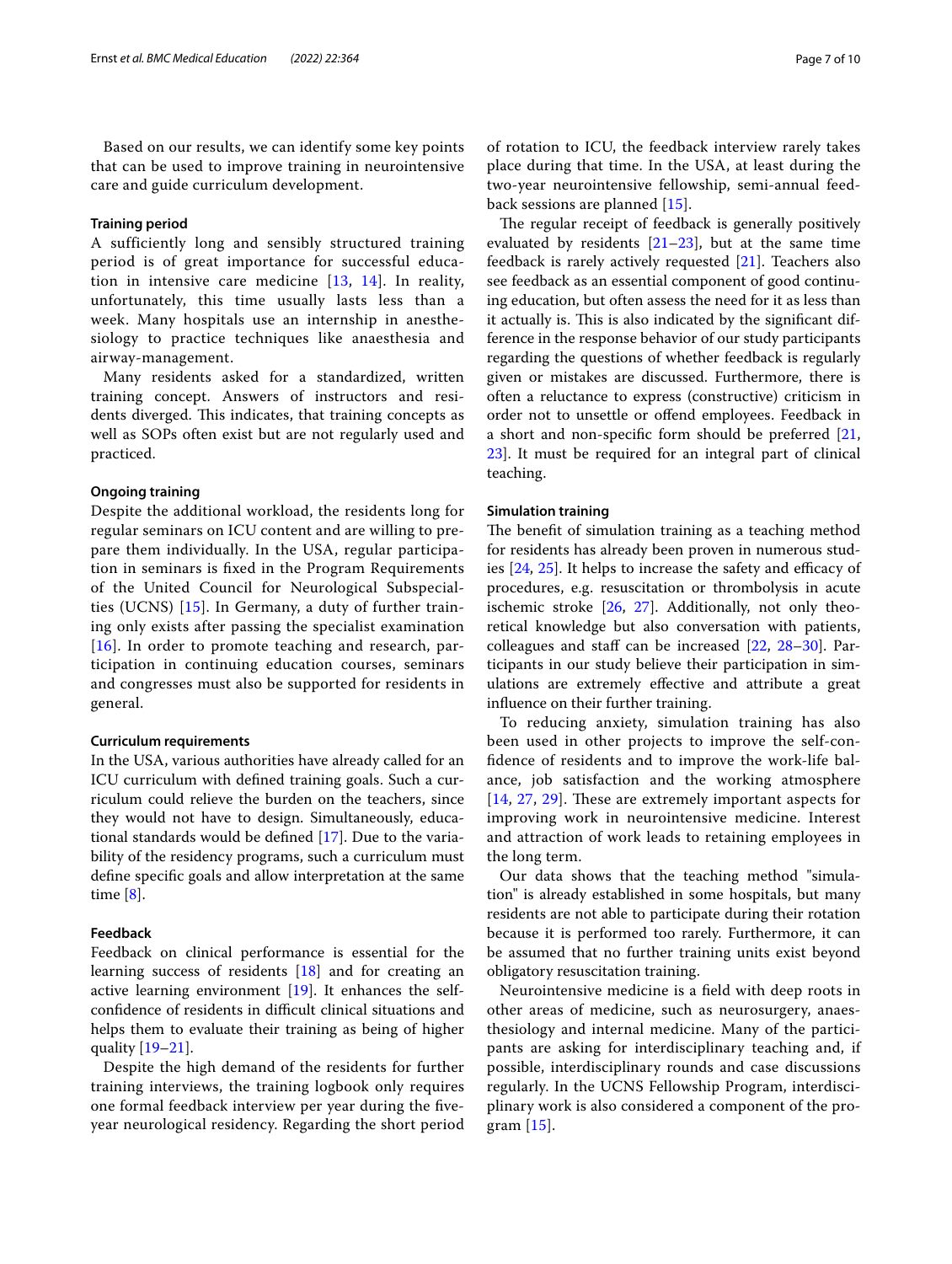Based on our results, we can identify some key points that can be used to improve training in neurointensive care and guide curriculum development.

### Training period

A sufficiently long and sensibly structured training period is of great importance for successful education in intensive care medicine [13, 14]. In reality, unfortunately, this time usually lasts less than a week. Many hospitals use an internship in anesthesiology to practice techniques like anaesthesia and airway-management.

Many residents asked for a standardized, written training concept. Answers of instructors and residents diverged. This indicates, that training concepts as well as SOPs often exist but are not regularly used and practiced.

### Ongoing training

Despite the additional workload, the residents long for regular seminars on ICU content and are willing to prepare them individually. In the USA, regular participation in seminars is fixed in the Program Requirements of the United Council for Neurological Subspecialties (UCNS) [15]. In Germany, a duty of further training only exists after passing the specialist examination [16]. In order to promote teaching and research, participation in continuing education courses, seminars and congresses must also be supported for residents in general.

### Curriculum requirements

In the USA, various authorities have already called for an ICU curriculum with defined training goals. Such a curriculum could relieve the burden on the teachers, since they would not have to design. Simultaneously, educational standards would be defined [17]. Due to the variability of the residency programs, such a curriculum must define specific goals and allow interpretation at the same time [8].

### Feedback

Feedback on clinical performance is essential for the learning success of residents [18] and for creating an active learning environment [19]. It enhances the self-confidence of residents in difficult clinical situations and helps them to evaluate their training as being of higher quality [19–21].

Despite the high demand of the residents for further training interviews, the training logbook only requires one formal feedback interview per year during the five-year neurological residency. Regarding the short period of rotation to ICU, the feedback interview rarely takes place during that time. In the USA, at least during the two-year neurointensive fellowship, semi-annual feedback sessions are planned [15].

The regular receipt of feedback is generally positively evaluated by residents [21–23], but at the same time feedback is rarely actively requested [21]. Teachers also see feedback as an essential component of good continuing education, but often assess the need for it as less than it actually is. This is also indicated by the significant difference in the response behavior of our study participants regarding the questions of whether feedback is regularly given or mistakes are discussed. Furthermore, there is often a reluctance to express (constructive) criticism in order not to unsettle or offend employees. Feedback in a short and non-specific form should be preferred [21, 23]. It must be required for an integral part of clinical teaching.

### Simulation training

The benefit of simulation training as a teaching method for residents has already been proven in numerous studies [24, 25]. It helps to increase the safety and efficacy of procedures, e.g. resuscitation or thrombolysis in acute ischemic stroke [26, 27]. Additionally, not only theoretical knowledge but also conversation with patients, colleagues and staff can be increased [22, 28–30]. Participants in our study believe their participation in simulations are extremely effective and attribute a great influence on their further training.

To reducing anxiety, simulation training has also been used in other projects to improve the self-confidence of residents and to improve the work-life balance, job satisfaction and the working atmosphere [14, 27, 29]. These are extremely important aspects for improving work in neurointensive medicine. Interest and attraction of work leads to retaining employees in the long term.

Our data shows that the teaching method "simulation" is already established in some hospitals, but many residents are not able to participate during their rotation because it is performed too rarely. Furthermore, it can be assumed that no further training units exist beyond obligatory resuscitation training.

Neurointensive medicine is a field with deep roots in other areas of medicine, such as neurosurgery, anaesthesiology and internal medicine. Many of the participants are asking for interdisciplinary teaching and, if possible, interdisciplinary rounds and case discussions regularly. In the UCNS Fellowship Program, interdisciplinary work is also considered a component of the program [15].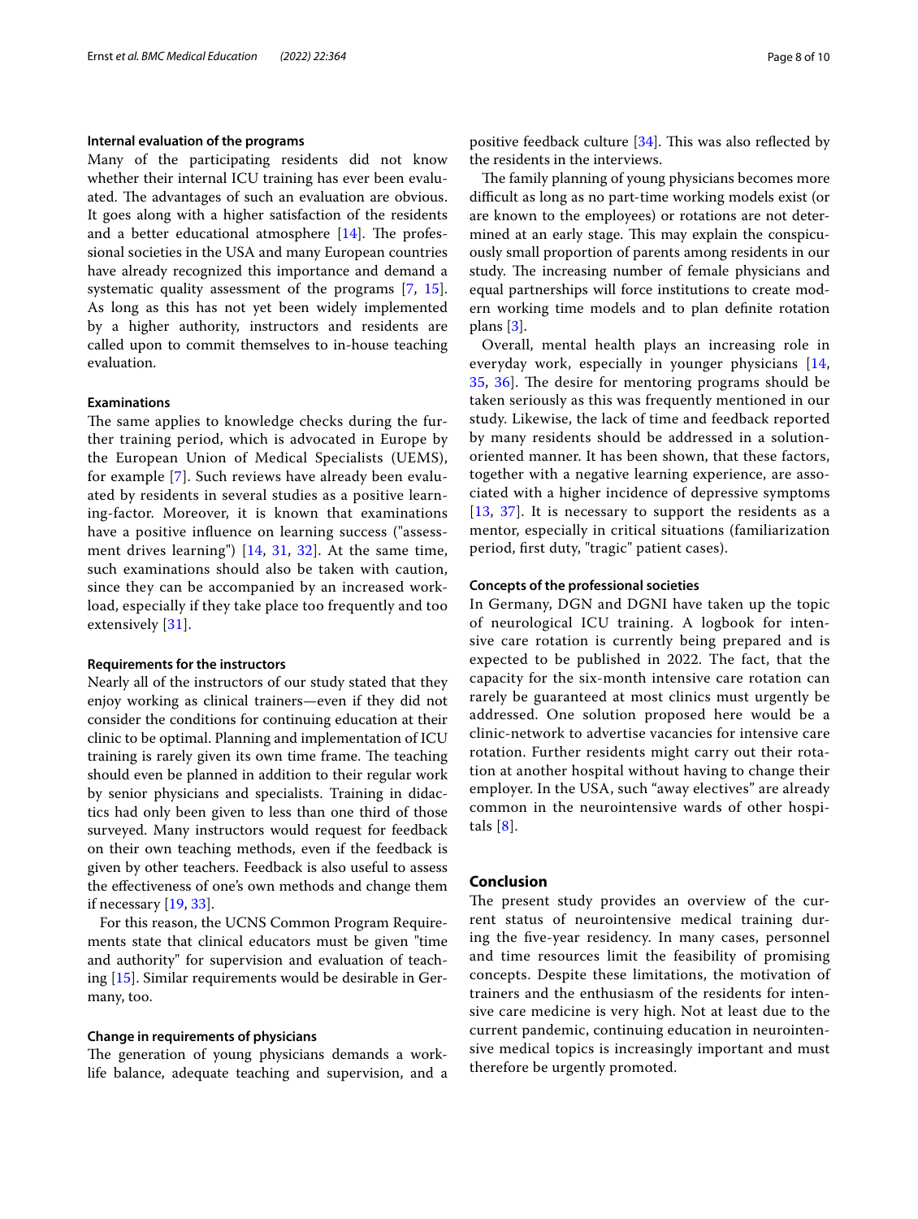### Internal evaluation of the programs

Many of the participating residents did not know whether their internal ICU training has ever been evaluated. The advantages of such an evaluation are obvious. It goes along with a higher satisfaction of the residents and a better educational atmosphere [14]. The professional societies in the USA and many European countries have already recognized this importance and demand a systematic quality assessment of the programs [7, 15]. As long as this has not yet been widely implemented by a higher authority, instructors and residents are called upon to commit themselves to in-house teaching evaluation.

### Examinations

The same applies to knowledge checks during the further training period, which is advocated in Europe by the European Union of Medical Specialists (UEMS), for example [7]. Such reviews have already been evaluated by residents in several studies as a positive learning-factor. Moreover, it is known that examinations have a positive influence on learning success ("assessment drives learning") [14, 31, 32]. At the same time, such examinations should also be taken with caution, since they can be accompanied by an increased workload, especially if they take place too frequently and too extensively [31].

### Requirements for the instructors

Nearly all of the instructors of our study stated that they enjoy working as clinical trainers—even if they did not consider the conditions for continuing education at their clinic to be optimal. Planning and implementation of ICU training is rarely given its own time frame. The teaching should even be planned in addition to their regular work by senior physicians and specialists. Training in didactics had only been given to less than one third of those surveyed. Many instructors would request for feedback on their own teaching methods, even if the feedback is given by other teachers. Feedback is also useful to assess the effectiveness of one's own methods and change them if necessary [19, 33].

For this reason, the UCNS Common Program Requirements state that clinical educators must be given "time and authority" for supervision and evaluation of teaching [15]. Similar requirements would be desirable in Germany, too.

### Change in requirements of physicians

The generation of young physicians demands a work-life balance, adequate teaching and supervision, and a positive feedback culture [34]. This was also reflected by the residents in the interviews.

The family planning of young physicians becomes more difficult as long as no part-time working models exist (or are known to the employees) or rotations are not determined at an early stage. This may explain the conspicuously small proportion of parents among residents in our study. The increasing number of female physicians and equal partnerships will force institutions to create modern working time models and to plan definite rotation plans [3].

Overall, mental health plays an increasing role in everyday work, especially in younger physicians [14, 35, 36]. The desire for mentoring programs should be taken seriously as this was frequently mentioned in our study. Likewise, the lack of time and feedback reported by many residents should be addressed in a solution-oriented manner. It has been shown, that these factors, together with a negative learning experience, are associated with a higher incidence of depressive symptoms [13, 37]. It is necessary to support the residents as a mentor, especially in critical situations (familiarization period, first duty, "tragic" patient cases).

### Concepts of the professional societies

In Germany, DGN and DGNI have taken up the topic of neurological ICU training. A logbook for intensive care rotation is currently being prepared and is expected to be published in 2022. The fact, that the capacity for the six-month intensive care rotation can rarely be guaranteed at most clinics must urgently be addressed. One solution proposed here would be a clinic-network to advertise vacancies for intensive care rotation. Further residents might carry out their rotation at another hospital without having to change their employer. In the USA, such "away electives" are already common in the neurointensive wards of other hospitals [8].

## Conclusion

The present study provides an overview of the current status of neurointensive medical training during the five-year residency. In many cases, personnel and time resources limit the feasibility of promising concepts. Despite these limitations, the motivation of trainers and the enthusiasm of the residents for intensive care medicine is very high. Not at least due to the current pandemic, continuing education in neurointensive medical topics is increasingly important and must therefore be urgently promoted.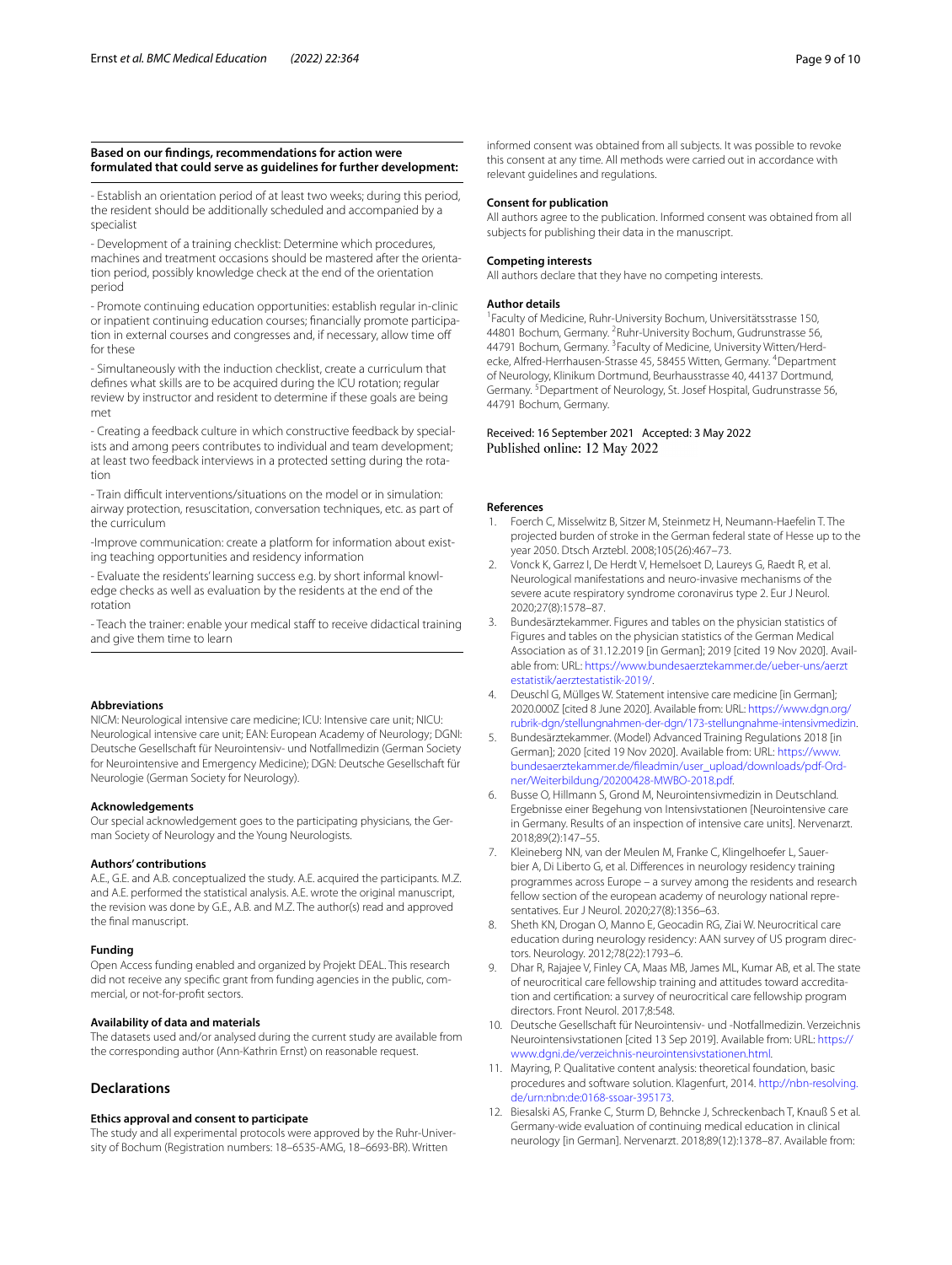**Based on our findings, recommendations for action were formulated that could serve as guidelines for further development:**

- Establish an orientation period of at least two weeks; during this period, the resident should be additionally scheduled and accompanied by a specialist

- Development of a training checklist: Determine which procedures, machines and treatment occasions should be mastered after the orientation period, possibly knowledge check at the end of the orientation period

- Promote continuing education opportunities: establish regular in-clinic or inpatient continuing education courses; financially promote participation in external courses and congresses and, if necessary, allow time off for these

- Simultaneously with the induction checklist, create a curriculum that defines what skills are to be acquired during the ICU rotation; regular review by instructor and resident to determine if these goals are being met

- Creating a feedback culture in which constructive feedback by specialists and among peers contributes to individual and team development; at least two feedback interviews in a protected setting during the rotation

- Train difficult interventions/situations on the model or in simulation: airway protection, resuscitation, conversation techniques, etc. as part of the curriculum

-Improve communication: create a platform for information about existing teaching opportunities and residency information

- Evaluate the residents' learning success e.g. by short informal knowledge checks as well as evaluation by the residents at the end of the rotation

- Teach the trainer: enable your medical staff to receive didactical training and give them time to learn

#### Abbreviations

NICM: Neurological intensive care medicine; ICU: Intensive care unit; NICU: Neurological intensive care unit; EAN: European Academy of Neurology; DGNI: Deutsche Gesellschaft für Neurointensiv- und Notfallmedizin (German Society for Neurointensive and Emergency Medicine); DGN: Deutsche Gesellschaft für Neurologie (German Society for Neurology).

#### Acknowledgements

Our special acknowledgement goes to the participating physicians, the German Society of Neurology and the Young Neurologists.

#### Authors' contributions

A.E., G.E. and A.B. conceptualized the study. A.E. acquired the participants. M.Z. and A.E. performed the statistical analysis. A.E. wrote the original manuscript, the revision was done by G.E., A.B. and M.Z. The author(s) read and approved the final manuscript.

#### Funding

Open Access funding enabled and organized by Projekt DEAL. This research did not receive any specific grant from funding agencies in the public, commercial, or not-for-profit sectors.

#### Availability of data and materials

The datasets used and/or analysed during the current study are available from the corresponding author (Ann-Kathrin Ernst) on reasonable request.

## Declarations

#### Ethics approval and consent to participate

The study and all experimental protocols were approved by the Ruhr-University of Bochum (Registration numbers: 18–6535-AMG, 18–6693-BR). Written informed consent was obtained from all subjects. It was possible to revoke this consent at any time. All methods were carried out in accordance with relevant guidelines and regulations.

#### Consent for publication

All authors agree to the publication. Informed consent was obtained from all subjects for publishing their data in the manuscript.

#### Competing interests

All authors declare that they have no competing interests.

#### Author details

[1]Faculty of Medicine, Ruhr-University Bochum, Universitätsstrasse 150, 44801 Bochum, Germany. [2]Ruhr-University Bochum, Gudrunstrasse 56, 44791 Bochum, Germany. [3]Faculty of Medicine, University Witten/Herdecke, Alfred-Herrhausen-Strasse 45, 58455 Witten, Germany. [4]Department of Neurology, Klinikum Dortmund, Beurhausstrasse 40, 44137 Dortmund, Germany. [5]Department of Neurology, St. Josef Hospital, Gudrunstrasse 56, 44791 Bochum, Germany.

Received: 16 September 2021 Accepted: 3 May 2022
Published online: 12 May 2022

#### References

1. Foerch C, Misselwitz B, Sitzer M, Steinmetz H, Neumann-Haefelin T. The projected burden of stroke in the German federal state of Hesse up to the year 2050. Dtsch Arztebl. 2008;105(26):467–73.
2. Vonck K, Garrez I, De Herdt V, Hemelsoet D, Laureys G, Raedt R, et al. Neurological manifestations and neuro-invasive mechanisms of the severe acute respiratory syndrome coronavirus type 2. Eur J Neurol. 2020;27(8):1578–87.
3. Bundesärztekammer. Figures and tables on the physician statistics of Figures and tables on the physician statistics of the German Medical Association as of 31.12.2019 [in German]; 2019 [cited 19 Nov 2020]. Available from: URL: https://www.bundesaerztekammer.de/ueber-uns/aerztestatistik/aerztestatistik-2019/.
4. Deuschl G, Müllges W. Statement intensive care medicine [in German]; 2020.000Z [cited 8 June 2020]. Available from: URL: https://www.dgn.org/rubrik-dgn/stellungnahmen-der-dgn/173-stellungnahme-intensivmedizin.
5. Bundesärztekammer. (Model) Advanced Training Regulations 2018 [in German]; 2020 [cited 19 Nov 2020]. Available from: URL: https://www.bundesaerztekammer.de/fileadmin/user_upload/downloads/pdf-Ordner/Weiterbildung/20200428-MWBO-2018.pdf.
6. Busse O, Hillmann S, Grond M, Neurointensivmedizin in Deutschland. Ergebnisse einer Begehung von Intensivstationen [Neurointensive care in Germany. Results of an inspection of intensive care units]. Nervenarzt. 2018;89(2):147–55.
7. Kleineberg NN, van der Meulen M, Franke C, Klingelhoefer L, Sauerbier A, Di Liberto G, et al. Differences in neurology residency training programmes across Europe – a survey among the residents and research fellow section of the european academy of neurology national representatives. Eur J Neurol. 2020;27(8):1356–63.
8. Sheth KN, Drogan O, Manno E, Geocadin RG, Ziai W. Neurocritical care education during neurology residency: AAN survey of US program directors. Neurology. 2012;78(22):1793–6.
9. Dhar R, Rajajee V, Finley CA, Maas MB, James ML, Kumar AB, et al. The state of neurocritical care fellowship training and attitudes toward accreditation and certification: a survey of neurocritical care fellowship program directors. Front Neurol. 2017;8:548.
10. Deutsche Gesellschaft für Neurointensiv- und -Notfallmedizin. Verzeichnis Neurointensivstationen [cited 13 Sep 2019]. Available from: URL: https://www.dgni.de/verzeichnis-neurointensivstationen.html.
11. Mayring, P. Qualitative content analysis: theoretical foundation, basic procedures and software solution. Klagenfurt, 2014. http://nbn-resolving.de/urn:nbn:de:0168-ssoar-395173.
12. Biesalski AS, Franke C, Sturm D, Behncke J, Schreckenbach T, Knauß S et al. Germany-wide evaluation of continuing medical education in clinical neurology [in German]. Nervenarzt. 2018;89(12):1378–87. Available from: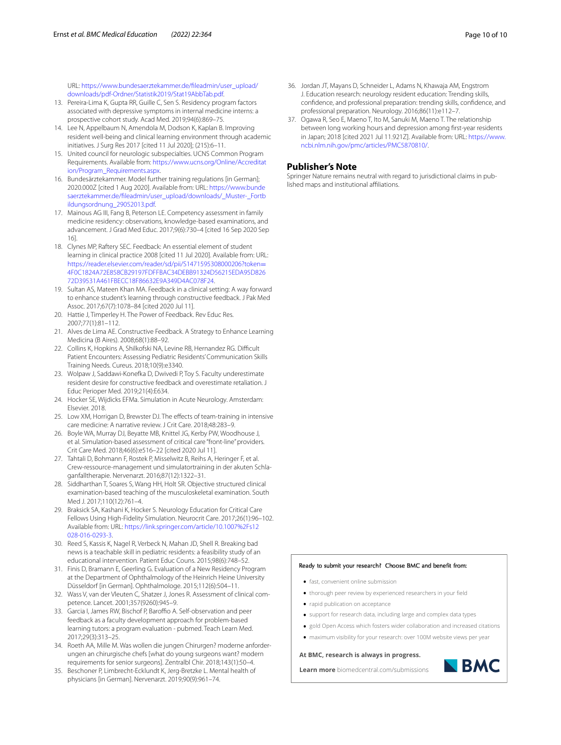URL: https://www.bundesaerztekammer.de/fileadmin/user_upload/downloads/pdf-Ordner/Statistik2019/Stat19AbbTab.pdf.

13. Pereira-Lima K, Gupta RR, Guille C, Sen S. Residency program factors associated with depressive symptoms in internal medicine interns: a prospective cohort study. Acad Med. 2019;94(6):869–75.
14. Lee N, Appelbaum N, Amendola M, Dodson K, Kaplan B. Improving resident well-being and clinical learning environment through academic initiatives. J Surg Res 2017 [cited 11 Jul 2020]; (215):6–11.
15. United council for neurologic subspecialties. UCNS Common Program Requirements. Available from: https://www.ucns.org/Online/Accreditation/Program_Requirements.aspx.
16. Bundesärztekammer. Model further training regulations [in German]; 2020.000Z [cited 1 Aug 2020]. Available from: URL: https://www.bundesaerztekammer.de/fileadmin/user_upload/downloads/_Muster-_Fortbildungsordnung_29052013.pdf.
17. Mainous AG III, Fang B, Peterson LE. Competency assessment in family medicine residency: observations, knowledge-based examinations, and advancement. J Grad Med Educ. 2017;9(6):730–4 [cited 16 Sep 2020 Sep 16].
18. Clynes MP, Raftery SEC. Feedback: An essential element of student learning in clinical practice 2008 [cited 11 Jul 2020]. Available from: URL: https://reader.elsevier.com/reader/sd/pii/S1471595308000206?token=4F0C1824A72E858CB29197FDFFBAC34DEBB91324D56215EDA95D82672D39531A461FBECC18F86632E9A349D4AC078F24.
19. Sultan AS, Mateen Khan MA. Feedback in a clinical setting: A way forward to enhance student's learning through constructive feedback. J Pak Med Assoc. 2017;67(7):1078–84 [cited 2020 Jul 11].
20. Hattie J, Timperley H. The Power of Feedback. Rev Educ Res. 2007;77(1):81–112.
21. Alves de Lima AE. Constructive Feedback. A Strategy to Enhance Learning Medicina (B Aires). 2008;68(1):88–92.
22. Collins K, Hopkins A, Shilkofski NA, Levine RB, Hernandez RG. Difficult Patient Encounters: Assessing Pediatric Residents' Communication Skills Training Needs. Cureus. 2018;10(9):e3340.
23. Wolpaw J, Saddawi-Konefka D, Dwivedi P, Toy S. Faculty underestimate resident desire for constructive feedback and overestimate retaliation. J Educ Perioper Med. 2019;21(4):E634.
24. Hocker SE, Wijdicks EFMa. Simulation in Acute Neurology. Amsterdam: Elsevier. 2018.
25. Low XM, Horrigan D, Brewster DJ. The effects of team-training in intensive care medicine: A narrative review. J Crit Care. 2018;48:283–9.
26. Boyle WA, Murray DJ, Beyatte MB, Knittel JG, Kerby PW, Woodhouse J, et al. Simulation-based assessment of critical care "front-line" providers. Crit Care Med. 2018;46(6):e516–22 [cited 2020 Jul 11].
27. Tahtali D, Bohmann F, Rostek P, Misselwitz B, Reihs A, Heringer F, et al. Crew-ressource-management und simulatortraining in der akuten Schlaganfalltherapie. Nervenarzt. 2016;87(12):1322–31.
28. Siddharthan T, Soares S, Wang HH, Holt SR. Objective structured clinical examination-based teaching of the musculoskeletal examination. South Med J. 2017;110(12):761–4.
29. Braksick SA, Kashani K, Hocker S. Neurology Education for Critical Care Fellows Using High-Fidelity Simulation. Neurocrit Care. 2017;26(1):96–102. Available from: URL: https://link.springer.com/article/10.1007%2Fs12028-016-0293-3.
30. Reed S, Kassis K, Nagel R, Verbeck N, Mahan JD, Shell R. Breaking bad news is a teachable skill in pediatric residents: a feasibility study of an educational intervention. Patient Educ Couns. 2015;98(6):748–52.
31. Finis D, Bramann E, Geerling G. Evaluation of a New Residency Program at the Department of Ophthalmology of the Heinrich Heine University Düsseldorf [in German]. Ophthalmologe. 2015;112(6):504–11.
32. Wass V, van der Vleuten C, Shatzer J, Jones R. Assessment of clinical competence. Lancet. 2001;357(9260):945–9.
33. Garcia I, James RW, Bischof P, Baroffio A. Self-observation and peer feedback as a faculty development approach for problem-based learning tutors: a program evaluation - pubmed. Teach Learn Med. 2017;29(3):313–25.
34. Roeth AA, Mille M. Was wollen die jungen Chirurgen? moderne anforderungen an chirurgische chefs [what do young surgeons want? modern requirements for senior surgeons]. Zentralbl Chir. 2018;143(1):50–4.
35. Beschoner P, Limbrecht-Ecklundt K, Jerg-Bretzke L. Mental health of physicians [in German]. Nervenarzt. 2019;90(9):961–74.
36. Jordan JT, Mayans D, Schneider L, Adams N, Khawaja AM, Engstrom J. Education research: neurology resident education: Trending skills, confidence, and professional preparation: trending skills, confidence, and professional preparation. Neurology. 2016;86(11):e112–7.
37. Ogawa R, Seo E, Maeno T, Ito M, Sanuki M, Maeno T. The relationship between long working hours and depression among first-year residents in Japan; 2018 [cited 2021 Jul 11.921Z]. Available from: URL: https://www.ncbi.nlm.nih.gov/pmc/articles/PMC5870810/.

## Publisher's Note

Springer Nature remains neutral with regard to jurisdictional claims in published maps and institutional affiliations.

Ready to submit your research? Choose BMC and benefit from:

- fast, convenient online submission
- thorough peer review by experienced researchers in your field
- rapid publication on acceptance
- support for research data, including large and complex data types
- gold Open Access which fosters wider collaboration and increased citations
- maximum visibility for your research: over 100M website views per year

**At BMC, research is always in progress.**

**Learn more** biomedcentral.com/submissions

BMC